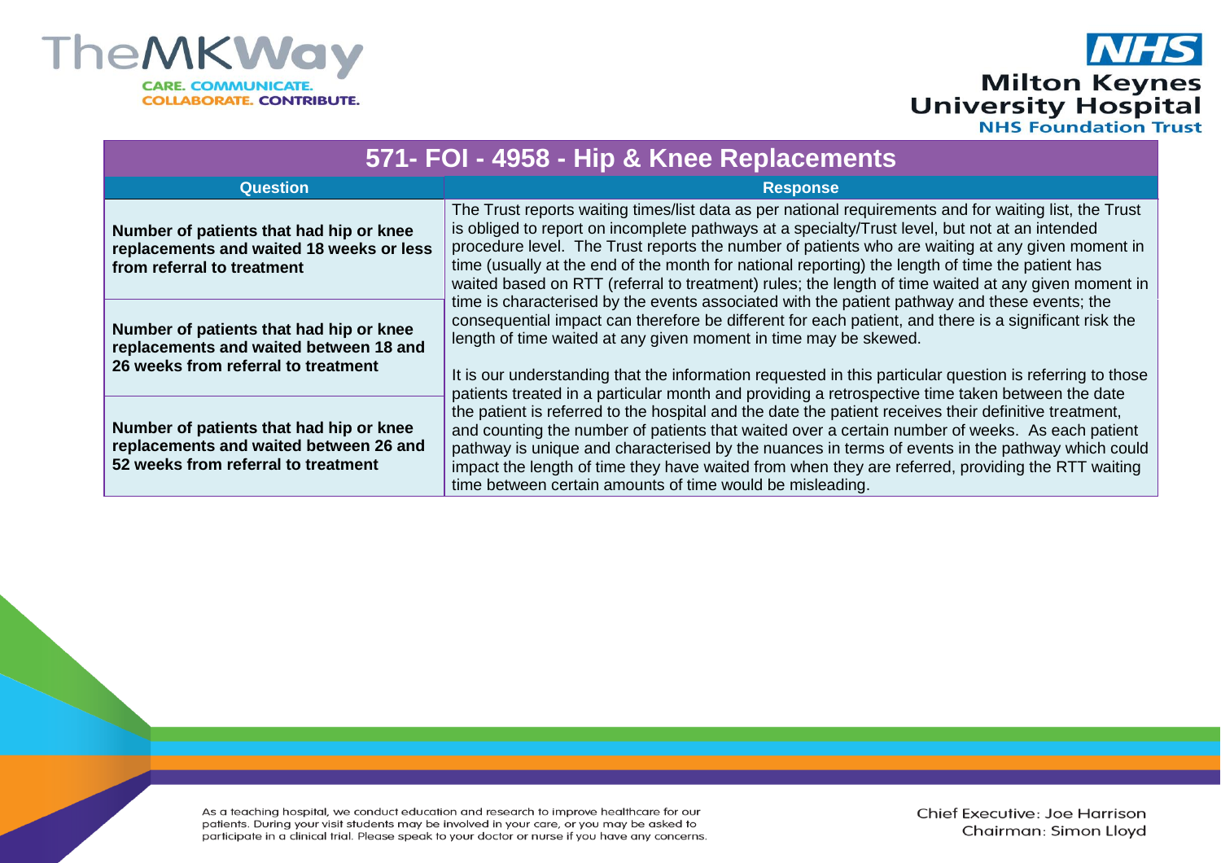# 571- FOI - 4958 - Hip & Knee Replacements

| Question | Response |
|---|---|
| **Number of patients that had hip or knee replacements and waited 18 weeks or less from referral to treatment** | The Trust reports waiting times/list data as per national requirements and for waiting list, the Trust is obliged to report on incomplete pathways at a specialty/Trust level, but not at an intended procedure level. The Trust reports the number of patients who are waiting at any given moment in time (usually at the end of the month for national reporting) the length of time the patient has waited based on RTT (referral to treatment) rules; the length of time waited at any given moment in time is characterised by the events associated with the patient pathway and these events; the consequential impact can therefore be different for each patient, and there is a significant risk the length of time waited at any given moment in time may be skewed.<br><br>It is our understanding that the information requested in this particular question is referring to those patients treated in a particular month and providing a retrospective time taken between the date the patient is referred to the hospital and the date the patient receives their definitive treatment, and counting the number of patients that waited over a certain number of weeks. As each patient pathway is unique and characterised by the nuances in terms of events in the pathway which could impact the length of time they have waited from when they are referred, providing the RTT waiting time between certain amounts of time would be misleading. |
| **Number of patients that had hip or knee replacements and waited between 18 and 26 weeks from referral to treatment** | |
| **Number of patients that had hip or knee replacements and waited between 26 and 52 weeks from referral to treatment** | |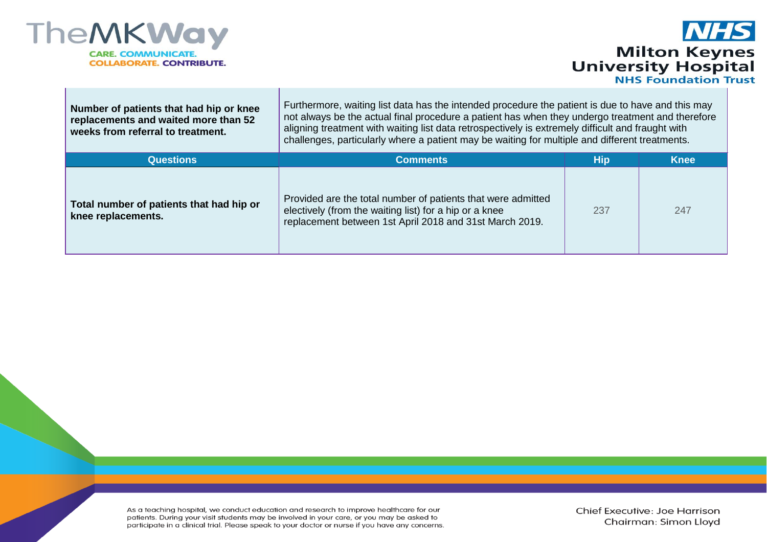| | |
|---|---|
| **Number of patients that had hip or knee replacements and waited more than 52 weeks from referral to treatment.** | Furthermore, waiting list data has the intended procedure the patient is due to have and this may not always be the actual final procedure a patient has when they undergo treatment and therefore aligning treatment with waiting list data retrospectively is extremely difficult and fraught with challenges, particularly where a patient may be waiting for multiple and different treatments. |

| Questions | Comments | Hip | Knee |
|---|---|---|---|
| **Total number of patients that had hip or knee replacements.** | Provided are the total number of patients that were admitted electively (from the waiting list) for a hip or a knee replacement between 1st April 2018 and 31st March 2019. | 237 | 247 |